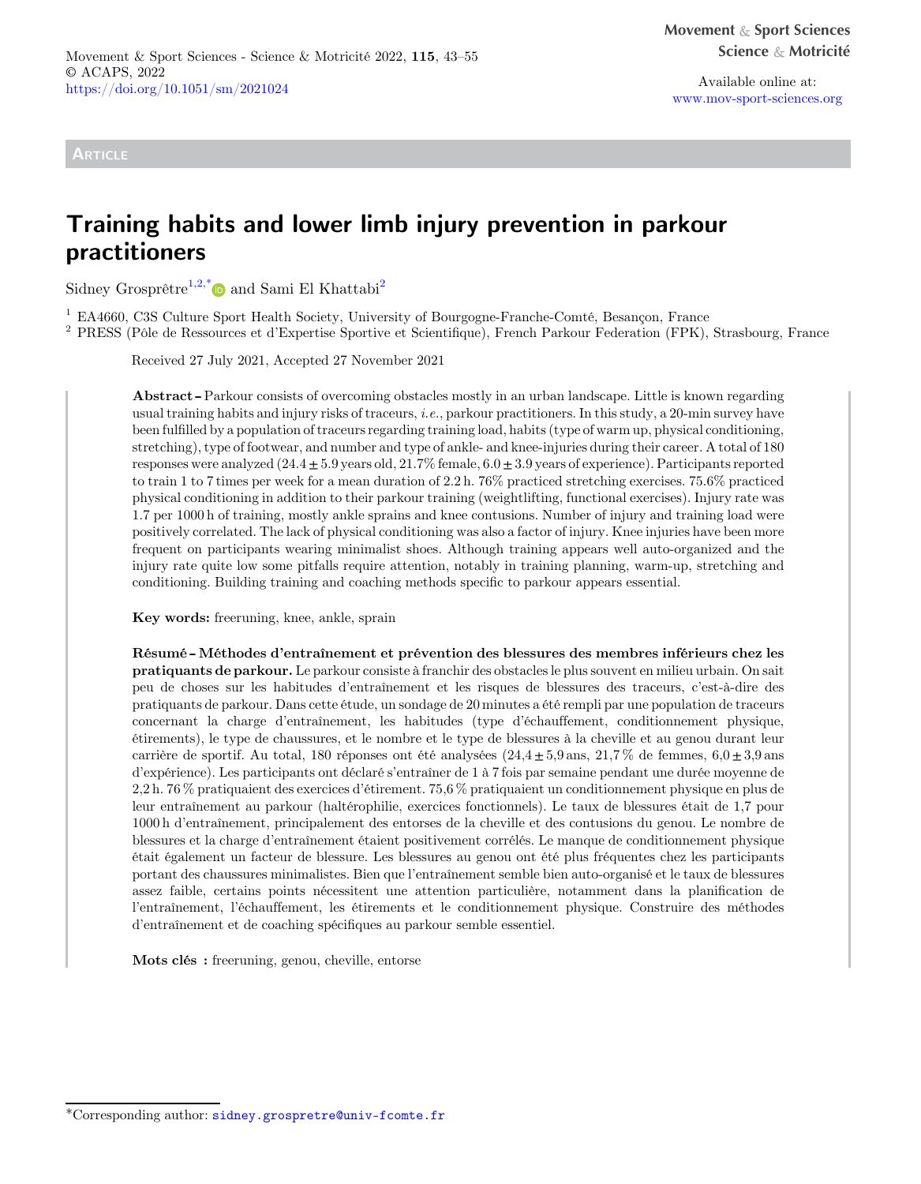Movement & Sport Sciences - Science & Motricité 2022, **115**, 43–55
© ACAPS, 2022
https://doi.org/10.1051/sm/2021024

Available online at:
www.mov-sport-sciences.org

Article

# Training habits and lower limb injury prevention in parkour practitioners

Sidney Grosprêtre[1,2,*] and Sami El Khattabi[2]

[1] EA4660, C3S Culture Sport Health Society, University of Bourgogne-Franche-Comté, Besançon, France
[2] PRESS (Pôle de Ressources et d'Expertise Sportive et Scientifique), French Parkour Federation (FPK), Strasbourg, France

Received 27 July 2021, Accepted 27 November 2021

**Abstract –** Parkour consists of overcoming obstacles mostly in an urban landscape. Little is known regarding usual training habits and injury risks of traceurs, *i.e.*, parkour practitioners. In this study, a 20-min survey have been fulfilled by a population of traceurs regarding training load, habits (type of warm up, physical conditioning, stretching), type of footwear, and number and type of ankle- and knee-injuries during their career. A total of 180 responses were analyzed (24.4 ± 5.9 years old, 21.7% female, 6.0 ± 3.9 years of experience). Participants reported to train 1 to 7 times per week for a mean duration of 2.2 h. 76% practiced stretching exercises. 75.6% practiced physical conditioning in addition to their parkour training (weightlifting, functional exercises). Injury rate was 1.7 per 1000 h of training, mostly ankle sprains and knee contusions. Number of injury and training load were positively correlated. The lack of physical conditioning was also a factor of injury. Knee injuries have been more frequent on participants wearing minimalist shoes. Although training appears well auto-organized and the injury rate quite low some pitfalls require attention, notably in training planning, warm-up, stretching and conditioning. Building training and coaching methods specific to parkour appears essential.

**Key words:** freeruning, knee, ankle, sprain

**Résumé – Méthodes d'entraînement et prévention des blessures des membres inférieurs chez les pratiquants de parkour.** Le parkour consiste à franchir des obstacles le plus souvent en milieu urbain. On sait peu de choses sur les habitudes d'entraînement et les risques de blessures des traceurs, c'est-à-dire des pratiquants de parkour. Dans cette étude, un sondage de 20 minutes a été rempli par une population de traceurs concernant la charge d'entraînement, les habitudes (type d'échauffement, conditionnement physique, étirements), le type de chaussures, et le nombre et le type de blessures à la cheville et au genou durant leur carrière de sportif. Au total, 180 réponses ont été analysées (24,4 ± 5,9 ans, 21,7 % de femmes, 6,0 ± 3,9 ans d'expérience). Les participants ont déclaré s'entraîner de 1 à 7 fois par semaine pendant une durée moyenne de 2,2 h. 76 % pratiquaient des exercices d'étirement. 75,6 % pratiquaient un conditionnement physique en plus de leur entraînement au parkour (haltérophilie, exercices fonctionnels). Le taux de blessures était de 1,7 pour 1000 h d'entraînement, principalement des entorses de la cheville et des contusions du genou. Le nombre de blessures et la charge d'entraînement étaient positivement corrélés. Le manque de conditionnement physique était également un facteur de blessure. Les blessures au genou ont été plus fréquentes chez les participants portant des chaussures minimalistes. Bien que l'entraînement semble bien auto-organisé et le taux de blessures assez faible, certains points nécessitent une attention particulière, notamment dans la planification de l'entraînement, l'échauffement, les étirements et le conditionnement physique. Construire des méthodes d'entraînement et de coaching spécifiques au parkour semble essentiel.

**Mots clés :** freeruning, genou, cheville, entorse

*Corresponding author: sidney.grospretre@univ-fcomte.fr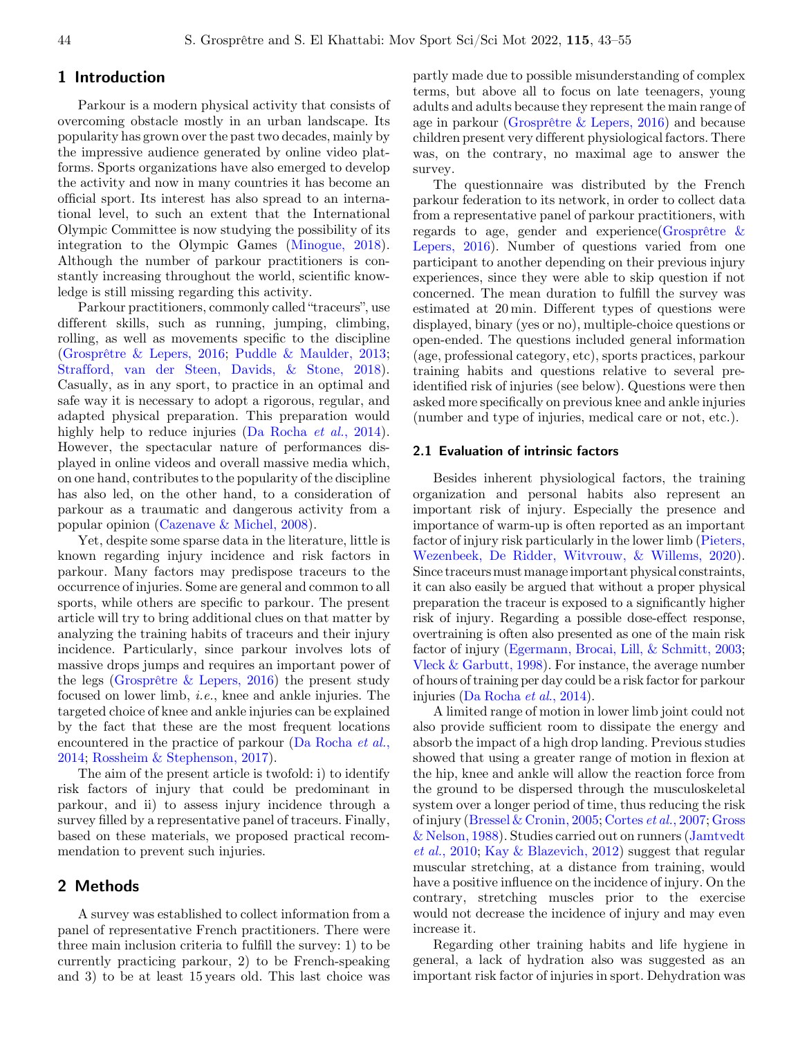## 1 Introduction

Parkour is a modern physical activity that consists of overcoming obstacle mostly in an urban landscape. Its popularity has grown over the past two decades, mainly by the impressive audience generated by online video platforms. Sports organizations have also emerged to develop the activity and now in many countries it has become an official sport. Its interest has also spread to an international level, to such an extent that the International Olympic Committee is now studying the possibility of its integration to the Olympic Games (Minogue, 2018). Although the number of parkour practitioners is constantly increasing throughout the world, scientific knowledge is still missing regarding this activity.

Parkour practitioners, commonly called "traceurs", use different skills, such as running, jumping, climbing, rolling, as well as movements specific to the discipline (Grosprêtre & Lepers, 2016; Puddle & Maulder, 2013; Strafford, van der Steen, Davids, & Stone, 2018). Casually, as in any sport, to practice in an optimal and safe way it is necessary to adopt a rigorous, regular, and adapted physical preparation. This preparation would highly help to reduce injuries (Da Rocha *et al.*, 2014). However, the spectacular nature of performances displayed in online videos and overall massive media which, on one hand, contributes to the popularity of the discipline has also led, on the other hand, to a consideration of parkour as a traumatic and dangerous activity from a popular opinion (Cazenave & Michel, 2008).

Yet, despite some sparse data in the literature, little is known regarding injury incidence and risk factors in parkour. Many factors may predispose traceurs to the occurrence of injuries. Some are general and common to all sports, while others are specific to parkour. The present article will try to bring additional clues on that matter by analyzing the training habits of traceurs and their injury incidence. Particularly, since parkour involves lots of massive drops jumps and requires an important power of the legs (Grosprêtre & Lepers, 2016) the present study focused on lower limb, *i.e.*, knee and ankle injuries. The targeted choice of knee and ankle injuries can be explained by the fact that these are the most frequent locations encountered in the practice of parkour (Da Rocha *et al.*, 2014; Rossheim & Stephenson, 2017).

The aim of the present article is twofold: i) to identify risk factors of injury that could be predominant in parkour, and ii) to assess injury incidence through a survey filled by a representative panel of traceurs. Finally, based on these materials, we proposed practical recommendation to prevent such injuries.

## 2 Methods

A survey was established to collect information from a panel of representative French practitioners. There were three main inclusion criteria to fulfill the survey: 1) to be currently practicing parkour, 2) to be French-speaking and 3) to be at least 15 years old. This last choice was partly made due to possible misunderstanding of complex terms, but above all to focus on late teenagers, young adults and adults because they represent the main range of age in parkour (Grosprêtre & Lepers, 2016) and because children present very different physiological factors. There was, on the contrary, no maximal age to answer the survey.

The questionnaire was distributed by the French parkour federation to its network, in order to collect data from a representative panel of parkour practitioners, with regards to age, gender and experience(Grosprêtre & Lepers, 2016). Number of questions varied from one participant to another depending on their previous injury experiences, since they were able to skip question if not concerned. The mean duration to fulfill the survey was estimated at 20 min. Different types of questions were displayed, binary (yes or no), multiple-choice questions or open-ended. The questions included general information (age, professional category, etc), sports practices, parkour training habits and questions relative to several pre-identified risk of injuries (see below). Questions were then asked more specifically on previous knee and ankle injuries (number and type of injuries, medical care or not, etc.).

### 2.1 Evaluation of intrinsic factors

Besides inherent physiological factors, the training organization and personal habits also represent an important risk of injury. Especially the presence and importance of warm-up is often reported as an important factor of injury risk particularly in the lower limb (Pieters, Wezenbeek, De Ridder, Witvrouw, & Willems, 2020). Since traceurs must manage important physical constraints, it can also easily be argued that without a proper physical preparation the traceur is exposed to a significantly higher risk of injury. Regarding a possible dose-effect response, overtraining is often also presented as one of the main risk factor of injury (Egermann, Brocai, Lill, & Schmitt, 2003; Vleck & Garbutt, 1998). For instance, the average number of hours of training per day could be a risk factor for parkour injuries (Da Rocha *et al.*, 2014).

A limited range of motion in lower limb joint could not also provide sufficient room to dissipate the energy and absorb the impact of a high drop landing. Previous studies showed that using a greater range of motion in flexion at the hip, knee and ankle will allow the reaction force from the ground to be dispersed through the musculoskeletal system over a longer period of time, thus reducing the risk of injury (Bressel & Cronin, 2005; Cortes *et al.*, 2007; Gross & Nelson, 1988). Studies carried out on runners (Jamtvedt *et al.*, 2010; Kay & Blazevich, 2012) suggest that regular muscular stretching, at a distance from training, would have a positive influence on the incidence of injury. On the contrary, stretching muscles prior to the exercise would not decrease the incidence of injury and may even increase it.

Regarding other training habits and life hygiene in general, a lack of hydration also was suggested as an important risk factor of injuries in sport. Dehydration was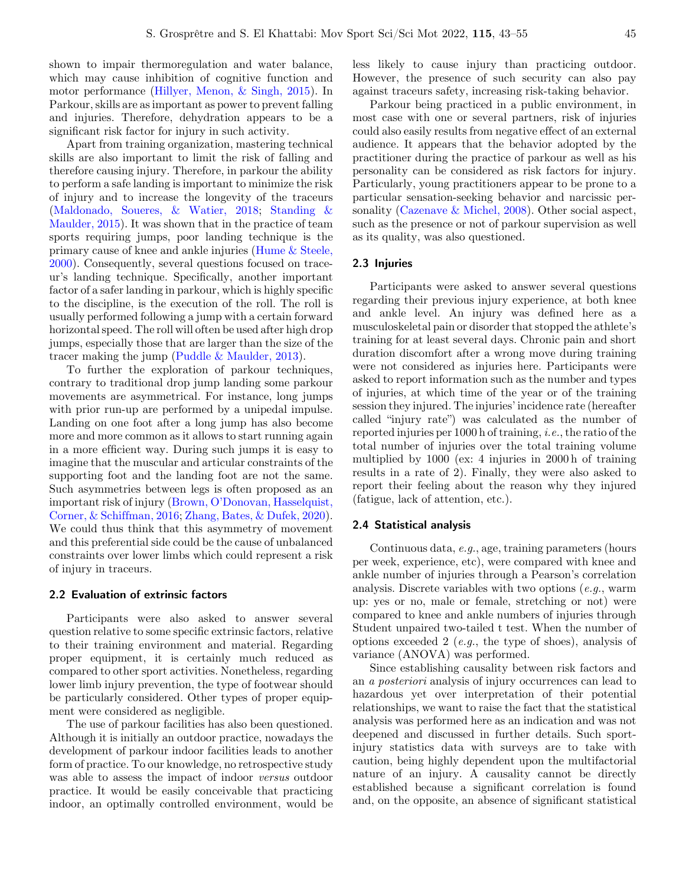shown to impair thermoregulation and water balance, which may cause inhibition of cognitive function and motor performance (Hillyer, Menon, & Singh, 2015). In Parkour, skills are as important as power to prevent falling and injuries. Therefore, dehydration appears to be a significant risk factor for injury in such activity.

Apart from training organization, mastering technical skills are also important to limit the risk of falling and therefore causing injury. Therefore, in parkour the ability to perform a safe landing is important to minimize the risk of injury and to increase the longevity of the traceurs (Maldonado, Soueres, & Watier, 2018; Standing & Maulder, 2015). It was shown that in the practice of team sports requiring jumps, poor landing technique is the primary cause of knee and ankle injuries (Hume & Steele, 2000). Consequently, several questions focused on traceur's landing technique. Specifically, another important factor of a safer landing in parkour, which is highly specific to the discipline, is the execution of the roll. The roll is usually performed following a jump with a certain forward horizontal speed. The roll will often be used after high drop jumps, especially those that are larger than the size of the tracer making the jump (Puddle & Maulder, 2013).

To further the exploration of parkour techniques, contrary to traditional drop jump landing some parkour movements are asymmetrical. For instance, long jumps with prior run-up are performed by a unipedal impulse. Landing on one foot after a long jump has also become more and more common as it allows to start running again in a more efficient way. During such jumps it is easy to imagine that the muscular and articular constraints of the supporting foot and the landing foot are not the same. Such asymmetries between legs is often proposed as an important risk of injury (Brown, O'Donovan, Hasselquist, Corner, & Schiffman, 2016; Zhang, Bates, & Dufek, 2020). We could thus think that this asymmetry of movement and this preferential side could be the cause of unbalanced constraints over lower limbs which could represent a risk of injury in traceurs.

### 2.2 Evaluation of extrinsic factors

Participants were also asked to answer several question relative to some specific extrinsic factors, relative to their training environment and material. Regarding proper equipment, it is certainly much reduced as compared to other sport activities. Nonetheless, regarding lower limb injury prevention, the type of footwear should be particularly considered. Other types of proper equipment were considered as negligible.

The use of parkour facilities has also been questioned. Although it is initially an outdoor practice, nowadays the development of parkour indoor facilities leads to another form of practice. To our knowledge, no retrospective study was able to assess the impact of indoor *versus* outdoor practice. It would be easily conceivable that practicing indoor, an optimally controlled environment, would be less likely to cause injury than practicing outdoor. However, the presence of such security can also pay against traceurs safety, increasing risk-taking behavior.

Parkour being practiced in a public environment, in most case with one or several partners, risk of injuries could also easily results from negative effect of an external audience. It appears that the behavior adopted by the practitioner during the practice of parkour as well as his personality can be considered as risk factors for injury. Particularly, young practitioners appear to be prone to a particular sensation-seeking behavior and narcissic personality (Cazenave & Michel, 2008). Other social aspect, such as the presence or not of parkour supervision as well as its quality, was also questioned.

### 2.3 Injuries

Participants were asked to answer several questions regarding their previous injury experience, at both knee and ankle level. An injury was defined here as a musculoskeletal pain or disorder that stopped the athlete's training for at least several days. Chronic pain and short duration discomfort after a wrong move during training were not considered as injuries here. Participants were asked to report information such as the number and types of injuries, at which time of the year or of the training session they injured. The injuries' incidence rate (hereafter called "injury rate") was calculated as the number of reported injuries per 1000 h of training, *i.e.*, the ratio of the total number of injuries over the total training volume multiplied by 1000 (ex: 4 injuries in 2000 h of training results in a rate of 2). Finally, they were also asked to report their feeling about the reason why they injured (fatigue, lack of attention, etc.).

### 2.4 Statistical analysis

Continuous data, *e.g.*, age, training parameters (hours per week, experience, etc), were compared with knee and ankle number of injuries through a Pearson's correlation analysis. Discrete variables with two options (*e.g.*, warm up: yes or no, male or female, stretching or not) were compared to knee and ankle numbers of injuries through Student unpaired two-tailed t test. When the number of options exceeded 2 (*e.g.*, the type of shoes), analysis of variance (ANOVA) was performed.

Since establishing causality between risk factors and an *a posteriori* analysis of injury occurrences can lead to hazardous yet over interpretation of their potential relationships, we want to raise the fact that the statistical analysis was performed here as an indication and was not deepened and discussed in further details. Such sport-injury statistics data with surveys are to take with caution, being highly dependent upon the multifactorial nature of an injury. A causality cannot be directly established because a significant correlation is found and, on the opposite, an absence of significant statistical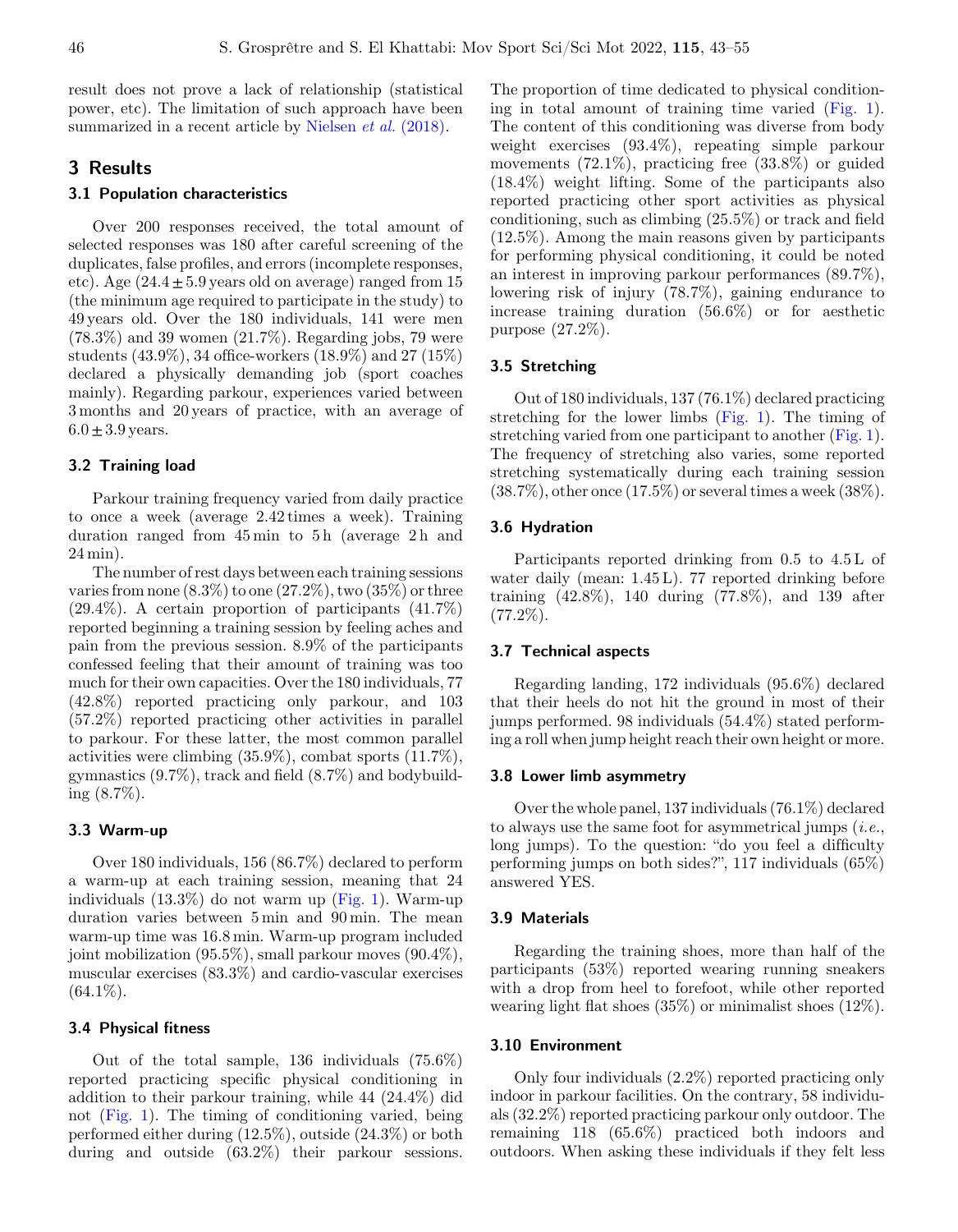result does not prove a lack of relationship (statistical power, etc). The limitation of such approach have been summarized in a recent article by Nielsen *et al.* (2018).

## 3 Results

### 3.1 Population characteristics

Over 200 responses received, the total amount of selected responses was 180 after careful screening of the duplicates, false profiles, and errors (incomplete responses, etc). Age (24.4 ± 5.9 years old on average) ranged from 15 (the minimum age required to participate in the study) to 49 years old. Over the 180 individuals, 141 were men (78.3%) and 39 women (21.7%). Regarding jobs, 79 were students (43.9%), 34 office-workers (18.9%) and 27 (15%) declared a physically demanding job (sport coaches mainly). Regarding parkour, experiences varied between 3 months and 20 years of practice, with an average of 6.0 ± 3.9 years.

### 3.2 Training load

Parkour training frequency varied from daily practice to once a week (average 2.42 times a week). Training duration ranged from 45 min to 5 h (average 2 h and 24 min).

The number of rest days between each training sessions varies from none (8.3%) to one (27.2%), two (35%) or three (29.4%). A certain proportion of participants (41.7%) reported beginning a training session by feeling aches and pain from the previous session. 8.9% of the participants confessed feeling that their amount of training was too much for their own capacities. Over the 180 individuals, 77 (42.8%) reported practicing only parkour, and 103 (57.2%) reported practicing other activities in parallel to parkour. For these latter, the most common parallel activities were climbing (35.9%), combat sports (11.7%), gymnastics (9.7%), track and field (8.7%) and bodybuilding (8.7%).

### 3.3 Warm-up

Over 180 individuals, 156 (86.7%) declared to perform a warm-up at each training session, meaning that 24 individuals (13.3%) do not warm up (Fig. 1). Warm-up duration varies between 5 min and 90 min. The mean warm-up time was 16.8 min. Warm-up program included joint mobilization (95.5%), small parkour moves (90.4%), muscular exercises (83.3%) and cardio-vascular exercises (64.1%).

### 3.4 Physical fitness

Out of the total sample, 136 individuals (75.6%) reported practicing specific physical conditioning in addition to their parkour training, while 44 (24.4%) did not (Fig. 1). The timing of conditioning varied, being performed either during (12.5%), outside (24.3%) or both during and outside (63.2%) their parkour sessions. The proportion of time dedicated to physical conditioning in total amount of training time varied (Fig. 1). The content of this conditioning was diverse from body weight exercises (93.4%), repeating simple parkour movements (72.1%), practicing free (33.8%) or guided (18.4%) weight lifting. Some of the participants also reported practicing other sport activities as physical conditioning, such as climbing (25.5%) or track and field (12.5%). Among the main reasons given by participants for performing physical conditioning, it could be noted an interest in improving parkour performances (89.7%), lowering risk of injury (78.7%), gaining endurance to increase training duration (56.6%) or for aesthetic purpose (27.2%).

### 3.5 Stretching

Out of 180 individuals, 137 (76.1%) declared practicing stretching for the lower limbs (Fig. 1). The timing of stretching varied from one participant to another (Fig. 1). The frequency of stretching also varies, some reported stretching systematically during each training session (38.7%), other once (17.5%) or several times a week (38%).

### 3.6 Hydration

Participants reported drinking from 0.5 to 4.5 L of water daily (mean: 1.45 L). 77 reported drinking before training (42.8%), 140 during (77.8%), and 139 after (77.2%).

### 3.7 Technical aspects

Regarding landing, 172 individuals (95.6%) declared that their heels do not hit the ground in most of their jumps performed. 98 individuals (54.4%) stated performing a roll when jump height reach their own height or more.

### 3.8 Lower limb asymmetry

Over the whole panel, 137 individuals (76.1%) declared to always use the same foot for asymmetrical jumps (*i.e.*, long jumps). To the question: "do you feel a difficulty performing jumps on both sides?", 117 individuals (65%) answered YES.

### 3.9 Materials

Regarding the training shoes, more than half of the participants (53%) reported wearing running sneakers with a drop from heel to forefoot, while other reported wearing light flat shoes (35%) or minimalist shoes (12%).

### 3.10 Environment

Only four individuals (2.2%) reported practicing only indoor in parkour facilities. On the contrary, 58 individuals (32.2%) reported practicing parkour only outdoor. The remaining 118 (65.6%) practiced both indoors and outdoors. When asking these individuals if they felt less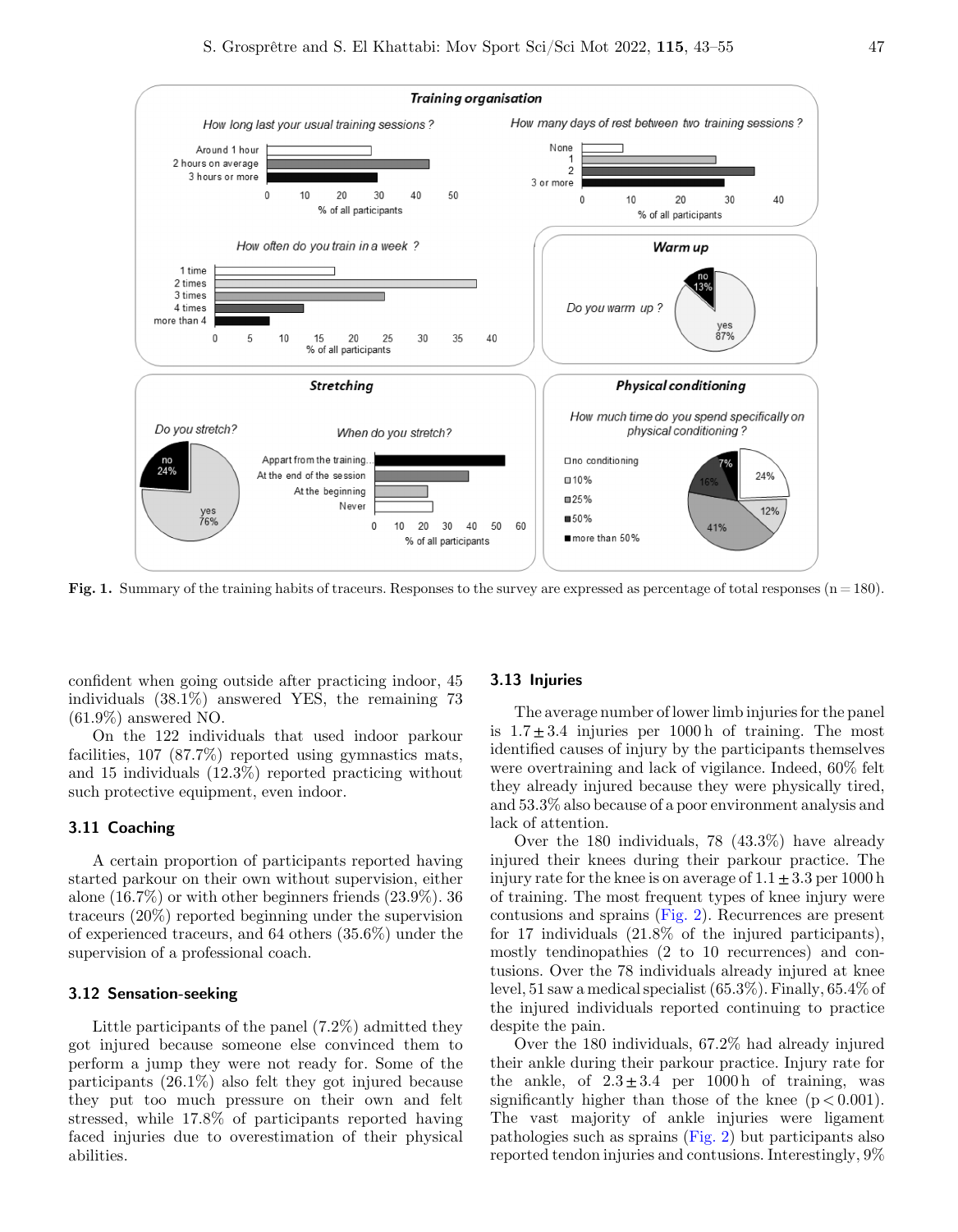Fig. 1. Summary of the training habits of traceurs. Responses to the survey are expressed as percentage of total responses (n = 180).

confident when going outside after practicing indoor, 45 individuals (38.1%) answered YES, the remaining 73 (61.9%) answered NO.

On the 122 individuals that used indoor parkour facilities, 107 (87.7%) reported using gymnastics mats, and 15 individuals (12.3%) reported practicing without such protective equipment, even indoor.

### 3.11 Coaching

A certain proportion of participants reported having started parkour on their own without supervision, either alone (16.7%) or with other beginners friends (23.9%). 36 traceurs (20%) reported beginning under the supervision of experienced traceurs, and 64 others (35.6%) under the supervision of a professional coach.

### 3.12 Sensation-seeking

Little participants of the panel (7.2%) admitted they got injured because someone else convinced them to perform a jump they were not ready for. Some of the participants (26.1%) also felt they got injured because they put too much pressure on their own and felt stressed, while 17.8% of participants reported having faced injuries due to overestimation of their physical abilities.

### 3.13 Injuries

The average number of lower limb injuries for the panel is $1.7 \pm 3.4$ injuries per 1000 h of training. The most identified causes of injury by the participants themselves were overtraining and lack of vigilance. Indeed, 60% felt they already injured because they were physically tired, and 53.3% also because of a poor environment analysis and lack of attention.

Over the 180 individuals, 78 (43.3%) have already injured their knees during their parkour practice. The injury rate for the knee is on average of $1.1 \pm 3.3$ per 1000 h of training. The most frequent types of knee injury were contusions and sprains (Fig. 2). Recurrences are present for 17 individuals (21.8% of the injured participants), mostly tendinopathies (2 to 10 recurrences) and contusions. Over the 78 individuals already injured at knee level, 51 saw a medical specialist (65.3%). Finally, 65.4% of the injured individuals reported continuing to practice despite the pain.

Over the 180 individuals, 67.2% had already injured their ankle during their parkour practice. Injury rate for the ankle, of $2.3 \pm 3.4$ per 1000 h of training, was significantly higher than those of the knee ($p < 0.001$). The vast majority of ankle injuries were ligament pathologies such as sprains (Fig. 2) but participants also reported tendon injuries and contusions. Interestingly, 9%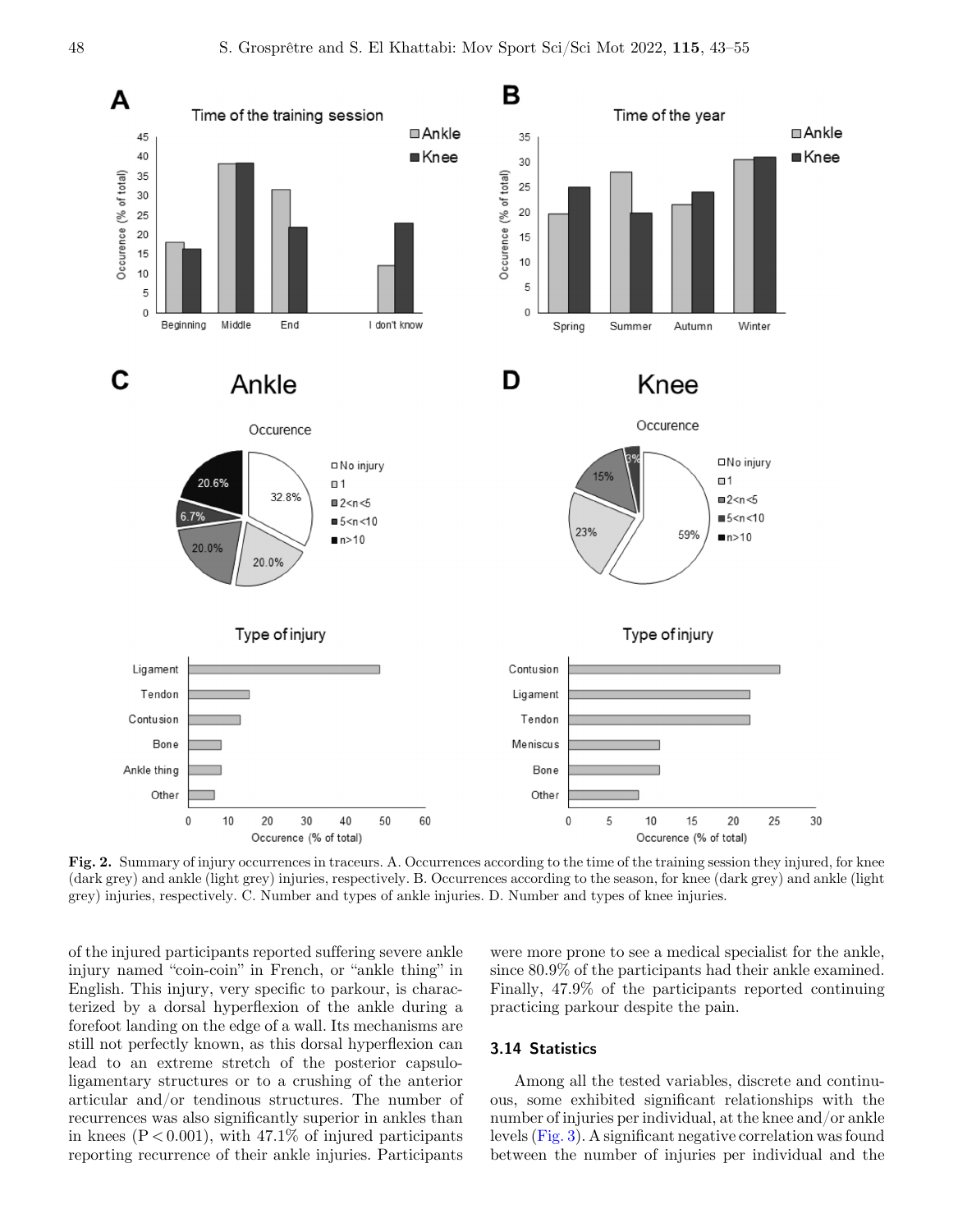A

Time of the training session

Ankle
Knee

Occurence (% of total)

0
5
10
15
20
25
30
35
40
45

Beginning
Middle
End
I don't know

B

Time of the year

Ankle
Knee

Occurence (% of total)

0
5
10
15
20
25
30
35

Spring
Summer
Autumn
Winter

C

Ankle

Occurence

No injury
1
2<n<5
5<n<10
n>10

32.8%
20.0%
20.0%
6.7%
20.6%

Type of injury

Ligament
Tendon
Contusion
Bone
Ankle thing
Other

0
10
20
30
40
50
60

Occurence (% of total)

D

Knee

Occurence

No injury
1
2<n<5
5<n<10
n>10

59%
23%
15%
3%

Type of injury

Contusion
Ligament
Tendon
Meniscus
Bone
Other

0
5
10
15
20
25
30

Occurence (% of total)

**Fig. 2.** Summary of injury occurrences in traceurs. A. Occurrences according to the time of the training session they injured, for knee (dark grey) and ankle (light grey) injuries, respectively. B. Occurrences according to the season, for knee (dark grey) and ankle (light grey) injuries, respectively. C. Number and types of ankle injuries. D. Number and types of knee injuries.

of the injured participants reported suffering severe ankle injury named "coin-coin" in French, or "ankle thing" in English. This injury, very specific to parkour, is characterized by a dorsal hyperflexion of the ankle during a forefoot landing on the edge of a wall. Its mechanisms are still not perfectly known, as this dorsal hyperflexion can lead to an extreme stretch of the posterior capsulo-ligamentary structures or to a crushing of the anterior articular and/or tendinous structures. The number of recurrences was also significantly superior in ankles than in knees ($P < 0.001$), with 47.1% of injured participants reporting recurrence of their ankle injuries. Participants were more prone to see a medical specialist for the ankle, since 80.9% of the participants had their ankle examined. Finally, 47.9% of the participants reported continuing practicing parkour despite the pain.

### 3.14 Statistics

Among all the tested variables, discrete and continuous, some exhibited significant relationships with the number of injuries per individual, at the knee and/or ankle levels (Fig. 3). A significant negative correlation was found between the number of injuries per individual and the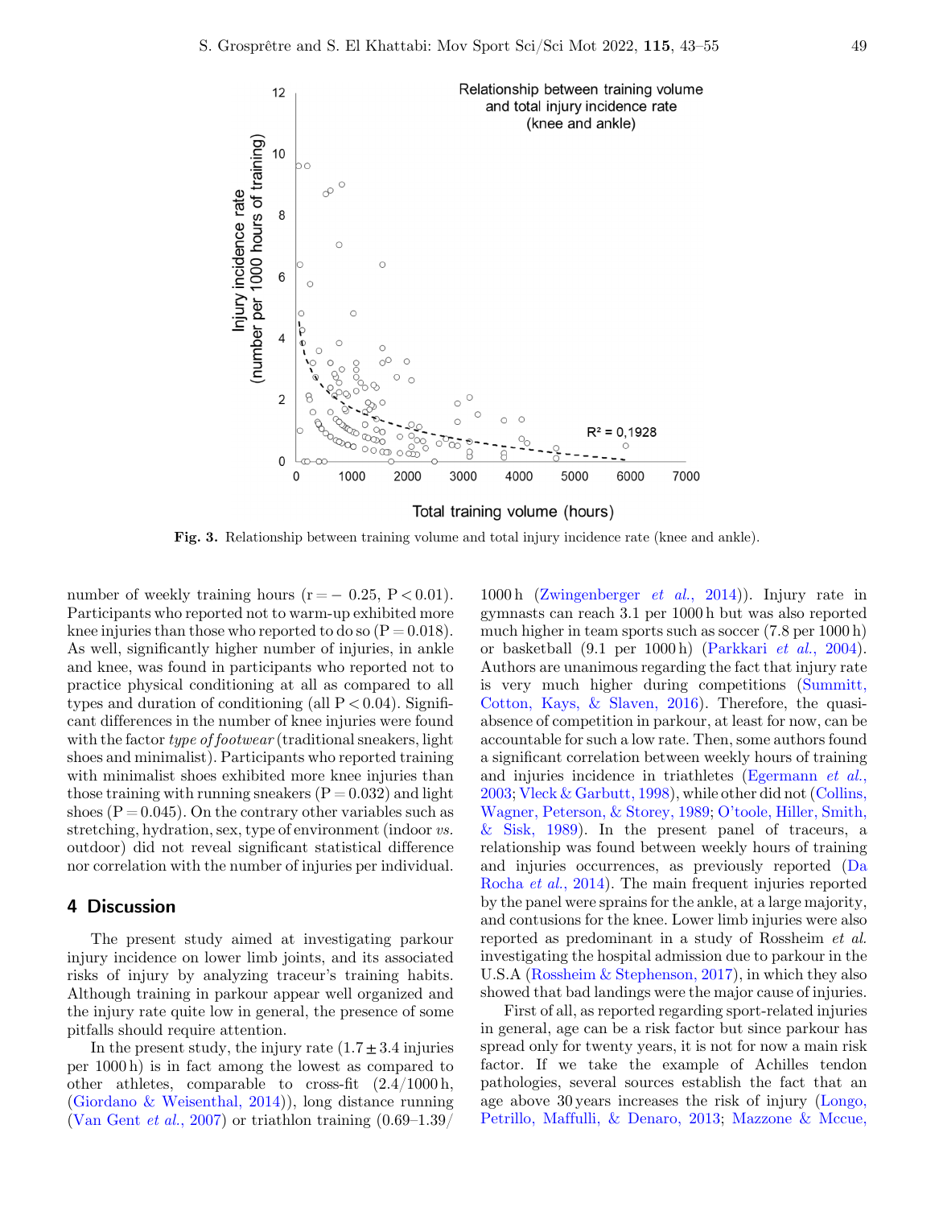Relationship between training volume and total injury incidence rate (knee and ankle)

Injury incidence rate (number per 1000 hours of training)

0
2
4
6
8
10
12

0
1000
2000
3000
4000
5000
6000
7000

Total training volume (hours)

R² = 0,1928

**Fig. 3.** Relationship between training volume and total injury incidence rate (knee and ankle).

number of weekly training hours ($r = -0.25$, $P < 0.01$). Participants who reported not to warm-up exhibited more knee injuries than those who reported to do so ($P = 0.018$). As well, significantly higher number of injuries, in ankle and knee, was found in participants who reported not to practice physical conditioning at all as compared to all types and duration of conditioning (all $P < 0.04$). Significant differences in the number of knee injuries were found with the factor *type of footwear* (traditional sneakers, light shoes and minimalist). Participants who reported training with minimalist shoes exhibited more knee injuries than those training with running sneakers ($P = 0.032$) and light shoes ($P = 0.045$). On the contrary other variables such as stretching, hydration, sex, type of environment (indoor *vs.* outdoor) did not reveal significant statistical difference nor correlation with the number of injuries per individual.

## 4 Discussion

The present study aimed at investigating parkour injury incidence on lower limb joints, and its associated risks of injury by analyzing traceur's training habits. Although training in parkour appear well organized and the injury rate quite low in general, the presence of some pitfalls should require attention.

In the present study, the injury rate ($1.7 \pm 3.4$ injuries per 1000 h) is in fact among the lowest as compared to other athletes, comparable to cross-fit (2.4/1000 h, (Giordano & Weisenthal, 2014)), long distance running (Van Gent *et al.*, 2007) or triathlon training (0.69–1.39/1000 h (Zwingenberger *et al.*, 2014)). Injury rate in gymnasts can reach 3.1 per 1000 h but was also reported much higher in team sports such as soccer (7.8 per 1000 h) or basketball (9.1 per 1000 h) (Parkkari *et al.*, 2004). Authors are unanimous regarding the fact that injury rate is very much higher during competitions (Summitt, Cotton, Kays, & Slaven, 2016). Therefore, the quasi-absence of competition in parkour, at least for now, can be accountable for such a low rate. Then, some authors found a significant correlation between weekly hours of training and injuries incidence in triathletes (Egermann *et al.*, 2003; Vleck & Garbutt, 1998), while other did not (Collins, Wagner, Peterson, & Storey, 1989; O'toole, Hiller, Smith, & Sisk, 1989). In the present panel of traceurs, a relationship was found between weekly hours of training and injuries occurrences, as previously reported (Da Rocha *et al.*, 2014). The main frequent injuries reported by the panel were sprains for the ankle, at a large majority, and contusions for the knee. Lower limb injuries were also reported as predominant in a study of Rossheim *et al.* investigating the hospital admission due to parkour in the U.S.A (Rossheim & Stephenson, 2017), in which they also showed that bad landings were the major cause of injuries.

First of all, as reported regarding sport-related injuries in general, age can be a risk factor but since parkour has spread only for twenty years, it is not for now a main risk factor. If we take the example of Achilles tendon pathologies, several sources establish the fact that an age above 30 years increases the risk of injury (Longo, Petrillo, Maffulli, & Denaro, 2013; Mazzone & Mccue,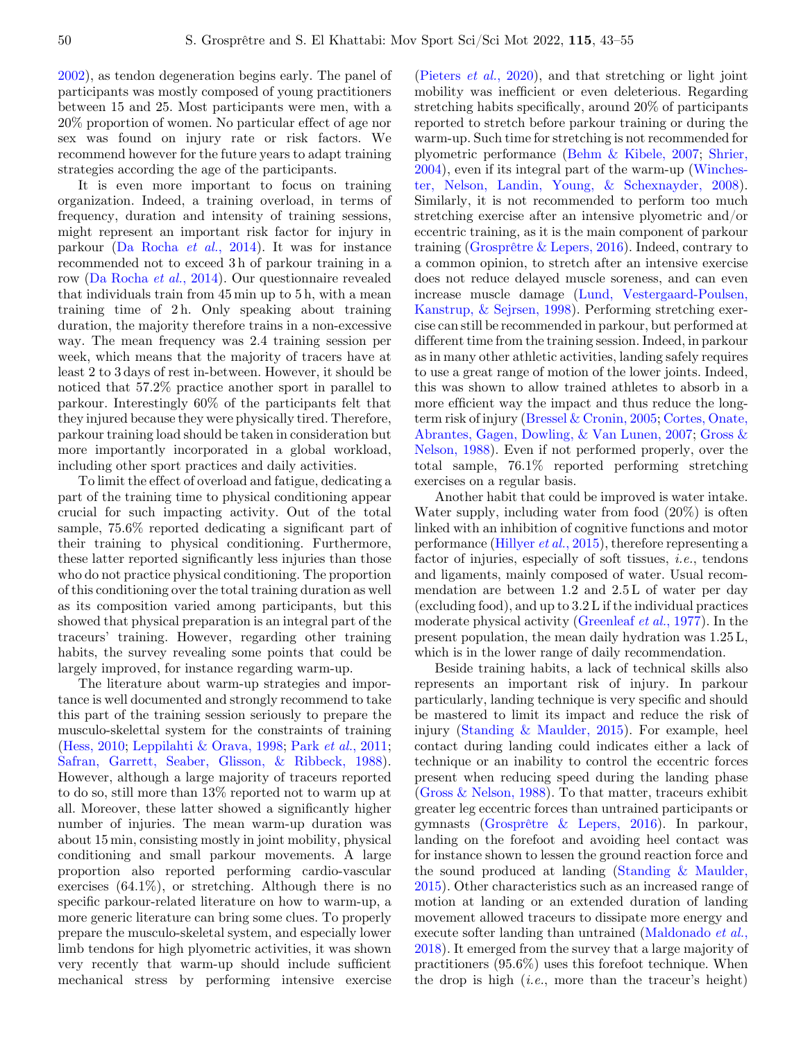2002), as tendon degeneration begins early. The panel of participants was mostly composed of young practitioners between 15 and 25. Most participants were men, with a 20% proportion of women. No particular effect of age nor sex was found on injury rate or risk factors. We recommend however for the future years to adapt training strategies according the age of the participants.

It is even more important to focus on training organization. Indeed, a training overload, in terms of frequency, duration and intensity of training sessions, might represent an important risk factor for injury in parkour (Da Rocha *et al.*, 2014). It was for instance recommended not to exceed 3 h of parkour training in a row (Da Rocha *et al.*, 2014). Our questionnaire revealed that individuals train from 45 min up to 5 h, with a mean training time of 2 h. Only speaking about training duration, the majority therefore trains in a non-excessive way. The mean frequency was 2.4 training session per week, which means that the majority of tracers have at least 2 to 3 days of rest in-between. However, it should be noticed that 57.2% practice another sport in parallel to parkour. Interestingly 60% of the participants felt that they injured because they were physically tired. Therefore, parkour training load should be taken in consideration but more importantly incorporated in a global workload, including other sport practices and daily activities.

To limit the effect of overload and fatigue, dedicating a part of the training time to physical conditioning appear crucial for such impacting activity. Out of the total sample, 75.6% reported dedicating a significant part of their training to physical conditioning. Furthermore, these latter reported significantly less injuries than those who do not practice physical conditioning. The proportion of this conditioning over the total training duration as well as its composition varied among participants, but this showed that physical preparation is an integral part of the traceurs' training. However, regarding other training habits, the survey revealing some points that could be largely improved, for instance regarding warm-up.

The literature about warm-up strategies and importance is well documented and strongly recommend to take this part of the training session seriously to prepare the musculo-skelettal system for the constraints of training (Hess, 2010; Leppilahti & Orava, 1998; Park *et al.*, 2011; Safran, Garrett, Seaber, Glisson, & Ribbeck, 1988). However, although a large majority of traceurs reported to do so, still more than 13% reported not to warm up at all. Moreover, these latter showed a significantly higher number of injuries. The mean warm-up duration was about 15 min, consisting mostly in joint mobility, physical conditioning and small parkour movements. A large proportion also reported performing cardio-vascular exercises (64.1%), or stretching. Although there is no specific parkour-related literature on how to warm-up, a more generic literature can bring some clues. To properly prepare the musculo-skeletal system, and especially lower limb tendons for high plyometric activities, it was shown very recently that warm-up should include sufficient mechanical stress by performing intensive exercise (Pieters *et al.*, 2020), and that stretching or light joint mobility was inefficient or even deleterious. Regarding stretching habits specifically, around 20% of participants reported to stretch before parkour training or during the warm-up. Such time for stretching is not recommended for plyometric performance (Behm & Kibele, 2007; Shrier, 2004), even if its integral part of the warm-up (Winchester, Nelson, Landin, Young, & Schexnayder, 2008). Similarly, it is not recommended to perform too much stretching exercise after an intensive plyometric and/or eccentric training, as it is the main component of parkour training (Grosprêtre & Lepers, 2016). Indeed, contrary to a common opinion, to stretch after an intensive exercise does not reduce delayed muscle soreness, and can even increase muscle damage (Lund, Vestergaard-Poulsen, Kanstrup, & Sejrsen, 1998). Performing stretching exercise can still be recommended in parkour, but performed at different time from the training session. Indeed, in parkour as in many other athletic activities, landing safely requires to use a great range of motion of the lower joints. Indeed, this was shown to allow trained athletes to absorb in a more efficient way the impact and thus reduce the long-term risk of injury (Bressel & Cronin, 2005; Cortes, Onate, Abrantes, Gagen, Dowling, & Van Lunen, 2007; Gross & Nelson, 1988). Even if not performed properly, over the total sample, 76.1% reported performing stretching exercises on a regular basis.

Another habit that could be improved is water intake. Water supply, including water from food (20%) is often linked with an inhibition of cognitive functions and motor performance (Hillyer *et al.*, 2015), therefore representing a factor of injuries, especially of soft tissues, *i.e.*, tendons and ligaments, mainly composed of water. Usual recommendation are between 1.2 and 2.5 L of water per day (excluding food), and up to 3.2 L if the individual practices moderate physical activity (Greenleaf *et al.*, 1977). In the present population, the mean daily hydration was 1.25 L, which is in the lower range of daily recommendation.

Beside training habits, a lack of technical skills also represents an important risk of injury. In parkour particularly, landing technique is very specific and should be mastered to limit its impact and reduce the risk of injury (Standing & Maulder, 2015). For example, heel contact during landing could indicates either a lack of technique or an inability to control the eccentric forces present when reducing speed during the landing phase (Gross & Nelson, 1988). To that matter, traceurs exhibit greater leg eccentric forces than untrained participants or gymnasts (Grosprêtre & Lepers, 2016). In parkour, landing on the forefoot and avoiding heel contact was for instance shown to lessen the ground reaction force and the sound produced at landing (Standing & Maulder, 2015). Other characteristics such as an increased range of motion at landing or an extended duration of landing movement allowed traceurs to dissipate more energy and execute softer landing than untrained (Maldonado *et al.*, 2018). It emerged from the survey that a large majority of practitioners (95.6%) uses this forefoot technique. When the drop is high (*i.e.*, more than the traceur's height)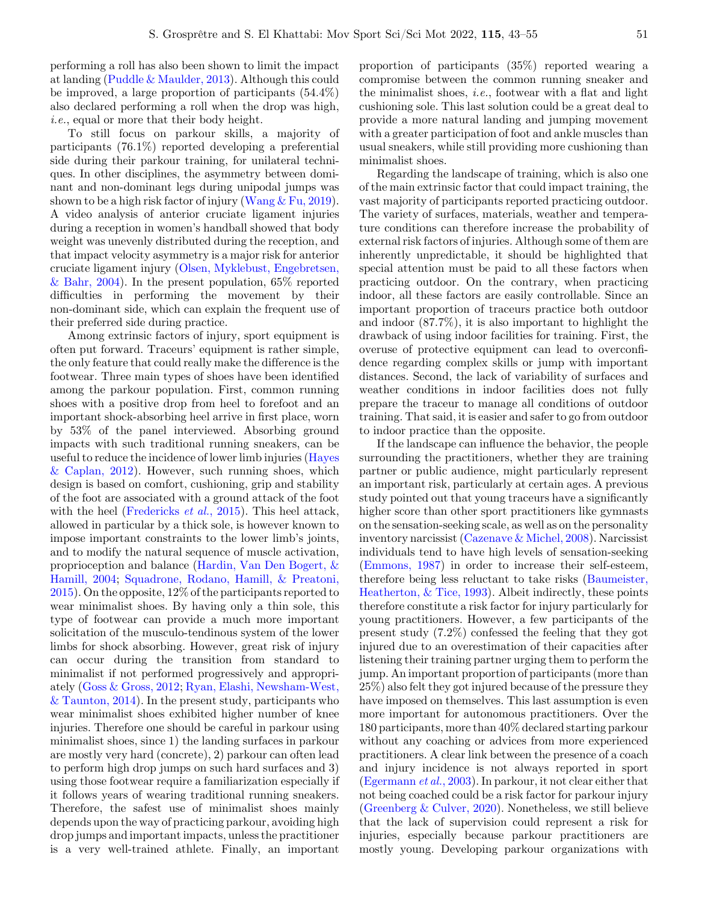performing a roll has also been shown to limit the impact at landing (Puddle & Maulder, 2013). Although this could be improved, a large proportion of participants (54.4%) also declared performing a roll when the drop was high, *i.e.*, equal or more that their body height.

To still focus on parkour skills, a majority of participants (76.1%) reported developing a preferential side during their parkour training, for unilateral techniques. In other disciplines, the asymmetry between dominant and non-dominant legs during unipodal jumps was shown to be a high risk factor of injury (Wang & Fu, 2019). A video analysis of anterior cruciate ligament injuries during a reception in women's handball showed that body weight was unevenly distributed during the reception, and that impact velocity asymmetry is a major risk for anterior cruciate ligament injury (Olsen, Myklebust, Engebretsen, & Bahr, 2004). In the present population, 65% reported difficulties in performing the movement by their non-dominant side, which can explain the frequent use of their preferred side during practice.

Among extrinsic factors of injury, sport equipment is often put forward. Traceurs' equipment is rather simple, the only feature that could really make the difference is the footwear. Three main types of shoes have been identified among the parkour population. First, common running shoes with a positive drop from heel to forefoot and an important shock-absorbing heel arrive in first place, worn by 53% of the panel interviewed. Absorbing ground impacts with such traditional running sneakers, can be useful to reduce the incidence of lower limb injuries (Hayes & Caplan, 2012). However, such running shoes, which design is based on comfort, cushioning, grip and stability of the foot are associated with a ground attack of the foot with the heel (Fredericks *et al.*, 2015). This heel attack, allowed in particular by a thick sole, is however known to impose important constraints to the lower limb's joints, and to modify the natural sequence of muscle activation, proprioception and balance (Hardin, Van Den Bogert, & Hamill, 2004; Squadrone, Rodano, Hamill, & Preatoni, 2015). On the opposite, 12% of the participants reported to wear minimalist shoes. By having only a thin sole, this type of footwear can provide a much more important solicitation of the musculo-tendinous system of the lower limbs for shock absorbing. However, great risk of injury can occur during the transition from standard to minimalist if not performed progressively and appropriately (Goss & Gross, 2012; Ryan, Elashi, Newsham-West, & Taunton, 2014). In the present study, participants who wear minimalist shoes exhibited higher number of knee injuries. Therefore one should be careful in parkour using minimalist shoes, since 1) the landing surfaces in parkour are mostly very hard (concrete), 2) parkour can often lead to perform high drop jumps on such hard surfaces and 3) using those footwear require a familiarization especially if it follows years of wearing traditional running sneakers. Therefore, the safest use of minimalist shoes mainly depends upon the way of practicing parkour, avoiding high drop jumps and important impacts, unless the practitioner is a very well-trained athlete. Finally, an important proportion of participants (35%) reported wearing a compromise between the common running sneaker and the minimalist shoes, *i.e.*, footwear with a flat and light cushioning sole. This last solution could be a great deal to provide a more natural landing and jumping movement with a greater participation of foot and ankle muscles than usual sneakers, while still providing more cushioning than minimalist shoes.

Regarding the landscape of training, which is also one of the main extrinsic factor that could impact training, the vast majority of participants reported practicing outdoor. The variety of surfaces, materials, weather and temperature conditions can therefore increase the probability of external risk factors of injuries. Although some of them are inherently unpredictable, it should be highlighted that special attention must be paid to all these factors when practicing outdoor. On the contrary, when practicing indoor, all these factors are easily controllable. Since an important proportion of traceurs practice both outdoor and indoor (87.7%), it is also important to highlight the drawback of using indoor facilities for training. First, the overuse of protective equipment can lead to overconfidence regarding complex skills or jump with important distances. Second, the lack of variability of surfaces and weather conditions in indoor facilities does not fully prepare the traceur to manage all conditions of outdoor training. That said, it is easier and safer to go from outdoor to indoor practice than the opposite.

If the landscape can influence the behavior, the people surrounding the practitioners, whether they are training partner or public audience, might particularly represent an important risk, particularly at certain ages. A previous study pointed out that young traceurs have a significantly higher score than other sport practitioners like gymnasts on the sensation-seeking scale, as well as on the personality inventory narcissist (Cazenave & Michel, 2008). Narcissist individuals tend to have high levels of sensation-seeking (Emmons, 1987) in order to increase their self-esteem, therefore being less reluctant to take risks (Baumeister, Heatherton, & Tice, 1993). Albeit indirectly, these points therefore constitute a risk factor for injury particularly for young practitioners. However, a few participants of the present study (7.2%) confessed the feeling that they got injured due to an overestimation of their capacities after listening their training partner urging them to perform the jump. An important proportion of participants (more than 25%) also felt they got injured because of the pressure they have imposed on themselves. This last assumption is even more important for autonomous practitioners. Over the 180 participants, more than 40% declared starting parkour without any coaching or advices from more experienced practitioners. A clear link between the presence of a coach and injury incidence is not always reported in sport (Egermann *et al.*, 2003). In parkour, it not clear either that not being coached could be a risk factor for parkour injury (Greenberg & Culver, 2020). Nonetheless, we still believe that the lack of supervision could represent a risk for injuries, especially because parkour practitioners are mostly young. Developing parkour organizations with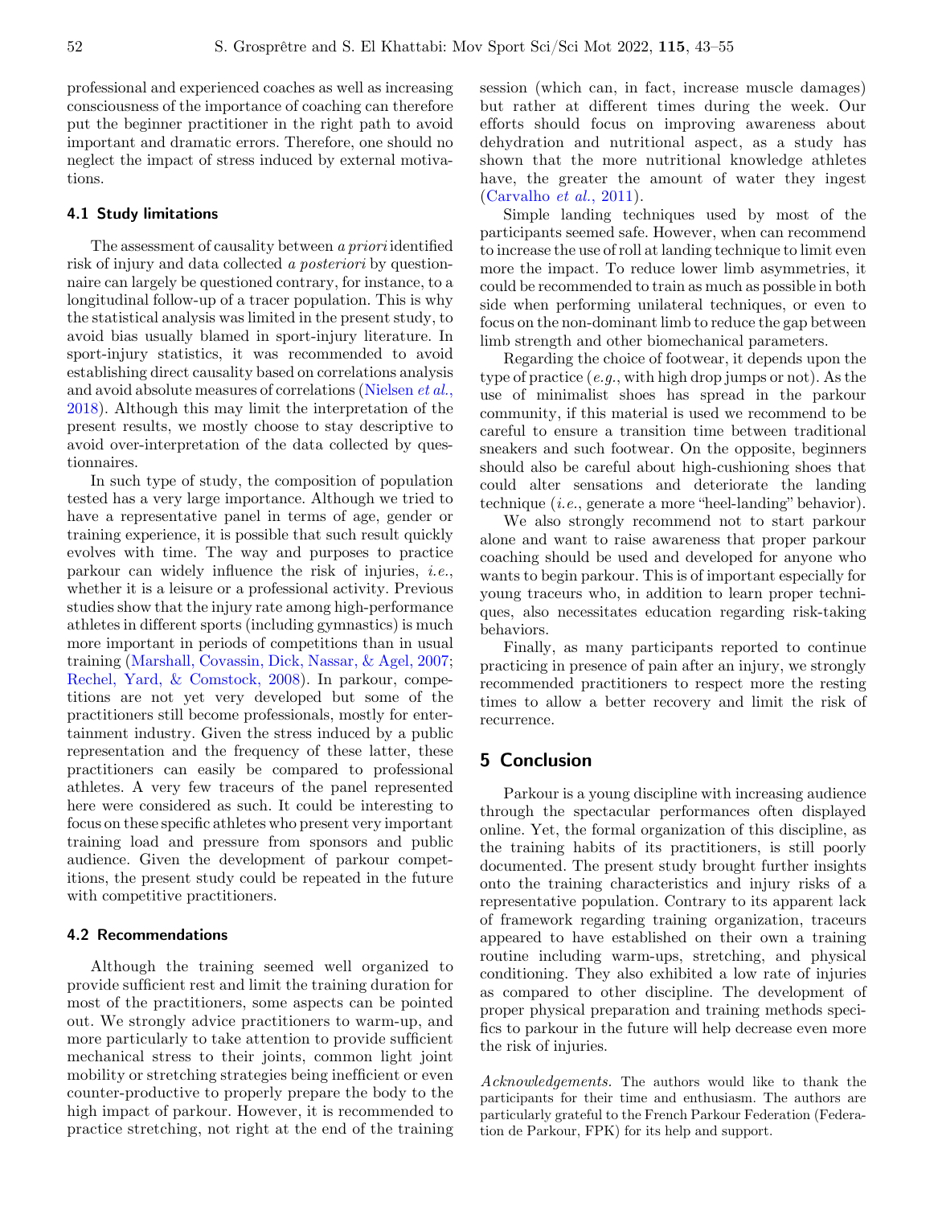professional and experienced coaches as well as increasing consciousness of the importance of coaching can therefore put the beginner practitioner in the right path to avoid important and dramatic errors. Therefore, one should no neglect the impact of stress induced by external motivations.

### 4.1 Study limitations

The assessment of causality between *a priori* identified risk of injury and data collected *a posteriori* by questionnaire can largely be questioned contrary, for instance, to a longitudinal follow-up of a tracer population. This is why the statistical analysis was limited in the present study, to avoid bias usually blamed in sport-injury literature. In sport-injury statistics, it was recommended to avoid establishing direct causality based on correlations analysis and avoid absolute measures of correlations (Nielsen *et al.*, 2018). Although this may limit the interpretation of the present results, we mostly choose to stay descriptive to avoid over-interpretation of the data collected by questionnaires.

In such type of study, the composition of population tested has a very large importance. Although we tried to have a representative panel in terms of age, gender or training experience, it is possible that such result quickly evolves with time. The way and purposes to practice parkour can widely influence the risk of injuries, *i.e.*, whether it is a leisure or a professional activity. Previous studies show that the injury rate among high-performance athletes in different sports (including gymnastics) is much more important in periods of competitions than in usual training (Marshall, Covassin, Dick, Nassar, & Agel, 2007; Rechel, Yard, & Comstock, 2008). In parkour, competitions are not yet very developed but some of the practitioners still become professionals, mostly for entertainment industry. Given the stress induced by a public representation and the frequency of these latter, these practitioners can easily be compared to professional athletes. A very few traceurs of the panel represented here were considered as such. It could be interesting to focus on these specific athletes who present very important training load and pressure from sponsors and public audience. Given the development of parkour competitions, the present study could be repeated in the future with competitive practitioners.

### 4.2 Recommendations

Although the training seemed well organized to provide sufficient rest and limit the training duration for most of the practitioners, some aspects can be pointed out. We strongly advice practitioners to warm-up, and more particularly to take attention to provide sufficient mechanical stress to their joints, common light joint mobility or stretching strategies being inefficient or even counter-productive to properly prepare the body to the high impact of parkour. However, it is recommended to practice stretching, not right at the end of the training session (which can, in fact, increase muscle damages) but rather at different times during the week. Our efforts should focus on improving awareness about dehydration and nutritional aspect, as a study has shown that the more nutritional knowledge athletes have, the greater the amount of water they ingest (Carvalho *et al.*, 2011).

Simple landing techniques used by most of the participants seemed safe. However, when can recommend to increase the use of roll at landing technique to limit even more the impact. To reduce lower limb asymmetries, it could be recommended to train as much as possible in both side when performing unilateral techniques, or even to focus on the non-dominant limb to reduce the gap between limb strength and other biomechanical parameters.

Regarding the choice of footwear, it depends upon the type of practice (*e.g.*, with high drop jumps or not). As the use of minimalist shoes has spread in the parkour community, if this material is used we recommend to be careful to ensure a transition time between traditional sneakers and such footwear. On the opposite, beginners should also be careful about high-cushioning shoes that could alter sensations and deteriorate the landing technique (*i.e.*, generate a more "heel-landing" behavior).

We also strongly recommend not to start parkour alone and want to raise awareness that proper parkour coaching should be used and developed for anyone who wants to begin parkour. This is of important especially for young traceurs who, in addition to learn proper techniques, also necessitates education regarding risk-taking behaviors.

Finally, as many participants reported to continue practicing in presence of pain after an injury, we strongly recommended practitioners to respect more the resting times to allow a better recovery and limit the risk of recurrence.

## 5 Conclusion

Parkour is a young discipline with increasing audience through the spectacular performances often displayed online. Yet, the formal organization of this discipline, as the training habits of its practitioners, is still poorly documented. The present study brought further insights onto the training characteristics and injury risks of a representative population. Contrary to its apparent lack of framework regarding training organization, traceurs appeared to have established on their own a training routine including warm-ups, stretching, and physical conditioning. They also exhibited a low rate of injuries as compared to other discipline. The development of proper physical preparation and training methods specifics to parkour in the future will help decrease even more the risk of injuries.

*Acknowledgements.* The authors would like to thank the participants for their time and enthusiasm. The authors are particularly grateful to the French Parkour Federation (Federation de Parkour, FPK) for its help and support.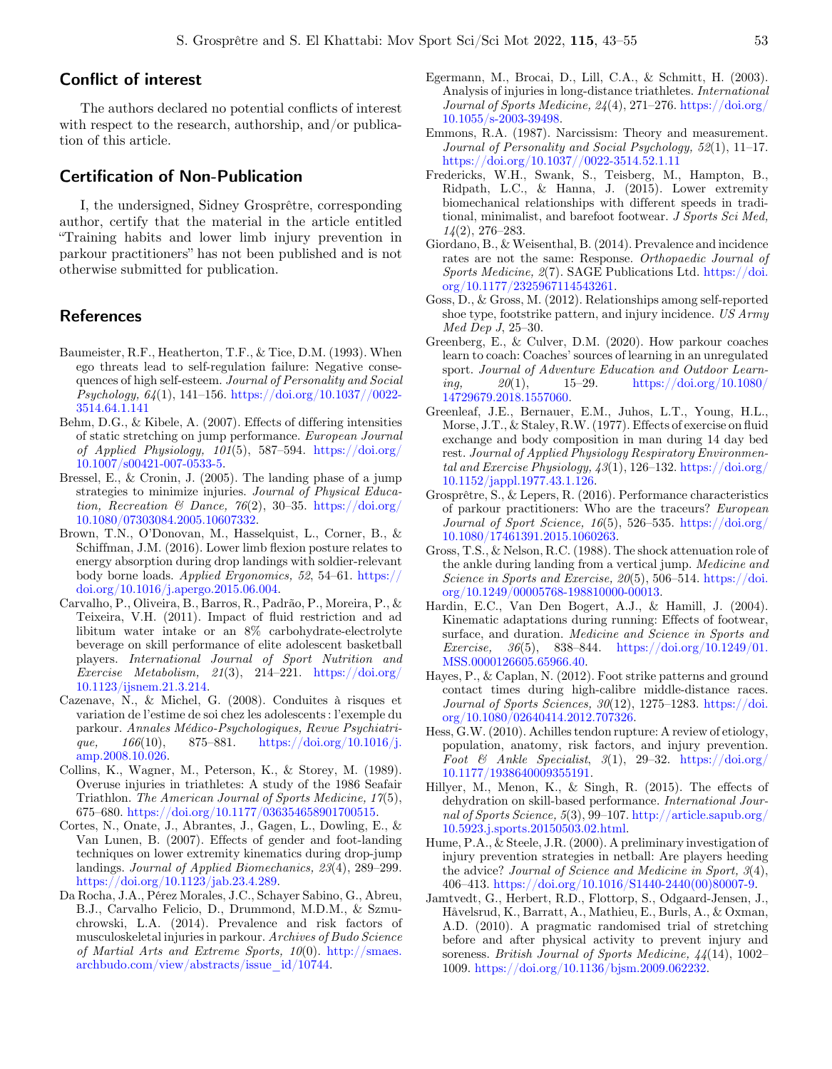## Conflict of interest

The authors declared no potential conflicts of interest with respect to the research, authorship, and/or publication of this article.

## Certification of Non-Publication

I, the undersigned, Sidney Grosprêtre, corresponding author, certify that the material in the article entitled "Training habits and lower limb injury prevention in parkour practitioners" has not been published and is not otherwise submitted for publication.

## References

Baumeister, R.F., Heatherton, T.F., & Tice, D.M. (1993). When ego threats lead to self-regulation failure: Negative consequences of high self-esteem. *Journal of Personality and Social Psychology, 64*(1), 141–156. https://doi.org/10.1037//0022-3514.64.1.141

Behm, D.G., & Kibele, A. (2007). Effects of differing intensities of static stretching on jump performance. *European Journal of Applied Physiology, 101*(5), 587–594. https://doi.org/10.1007/s00421-007-0533-5.

Bressel, E., & Cronin, J. (2005). The landing phase of a jump strategies to minimize injuries. *Journal of Physical Education, Recreation & Dance, 76*(2), 30–35. https://doi.org/10.1080/07303084.2005.10607332.

Brown, T.N., O'Donovan, M., Hasselquist, L., Corner, B., & Schiffman, J.M. (2016). Lower limb flexion posture relates to energy absorption during drop landings with soldier-relevant body borne loads. *Applied Ergonomics, 52*, 54–61. https://doi.org/10.1016/j.apergo.2015.06.004.

Carvalho, P., Oliveira, B., Barros, R., Padrão, P., Moreira, P., & Teixeira, V.H. (2011). Impact of fluid restriction and ad libitum water intake or an 8% carbohydrate-electrolyte beverage on skill performance of elite adolescent basketball players. *International Journal of Sport Nutrition and Exercise Metabolism, 21*(3), 214–221. https://doi.org/10.1123/ijsnem.21.3.214.

Cazenave, N., & Michel, G. (2008). Conduites à risques et variation de l'estime de soi chez les adolescents : l'exemple du parkour. *Annales Médico-Psychologiques, Revue Psychiatrique, 166*(10), 875–881. https://doi.org/10.1016/j.amp.2008.10.026.

Collins, K., Wagner, M., Peterson, K., & Storey, M. (1989). Overuse injuries in triathletes: A study of the 1986 Seafair Triathlon. *The American Journal of Sports Medicine, 17*(5), 675–680. https://doi.org/10.1177/036354658901700515.

Cortes, N., Onate, J., Abrantes, J., Gagen, L., Dowling, E., & Van Lunen, B. (2007). Effects of gender and foot-landing techniques on lower extremity kinematics during drop-jump landings. *Journal of Applied Biomechanics, 23*(4), 289–299. https://doi.org/10.1123/jab.23.4.289.

Da Rocha, J.A., Pérez Morales, J.C., Schayer Sabino, G., Abreu, B.J., Carvalho Felicio, D., Drummond, M.D.M., & Szmuchrowski, L.A. (2014). Prevalence and risk factors of musculoskeletal injuries in parkour. *Archives of Budo Science of Martial Arts and Extreme Sports, 10*(0). http://smaes.archbudo.com/view/abstracts/issue_id/10744.

Egermann, M., Brocai, D., Lill, C.A., & Schmitt, H. (2003). Analysis of injuries in long-distance triathletes. *International Journal of Sports Medicine, 24*(4), 271–276. https://doi.org/10.1055/s-2003-39498.

Emmons, R.A. (1987). Narcissism: Theory and measurement. *Journal of Personality and Social Psychology, 52*(1), 11–17. https://doi.org/10.1037//0022-3514.52.1.11

Fredericks, W.H., Swank, S., Teisberg, M., Hampton, B., Ridpath, L.C., & Hanna, J. (2015). Lower extremity biomechanical relationships with different speeds in traditional, minimalist, and barefoot footwear. *J Sports Sci Med, 14*(2), 276–283.

Giordano, B., & Weisenthal, B. (2014). Prevalence and incidence rates are not the same: Response. *Orthopaedic Journal of Sports Medicine, 2*(7). SAGE Publications Ltd. https://doi.org/10.1177/2325967114543261.

Goss, D., & Gross, M. (2012). Relationships among self-reported shoe type, footstrike pattern, and injury incidence. *US Army Med Dep J*, 25–30.

Greenberg, E., & Culver, D.M. (2020). How parkour coaches learn to coach: Coaches' sources of learning in an unregulated sport. *Journal of Adventure Education and Outdoor Learning, 20*(1), 15–29. https://doi.org/10.1080/14729679.2018.1557060.

Greenleaf, J.E., Bernauer, E.M., Juhos, L.T., Young, H.L., Morse, J.T., & Staley, R.W. (1977). Effects of exercise on fluid exchange and body composition in man during 14 day bed rest. *Journal of Applied Physiology Respiratory Environmental and Exercise Physiology, 43*(1), 126–132. https://doi.org/10.1152/jappl.1977.43.1.126.

Grosprêtre, S., & Lepers, R. (2016). Performance characteristics of parkour practitioners: Who are the traceurs? *European Journal of Sport Science, 16*(5), 526–535. https://doi.org/10.1080/17461391.2015.1060263.

Gross, T.S., & Nelson, R.C. (1988). The shock attenuation role of the ankle during landing from a vertical jump. *Medicine and Science in Sports and Exercise, 20*(5), 506–514. https://doi.org/10.1249/00005768-198810000-00013.

Hardin, E.C., Van Den Bogert, A.J., & Hamill, J. (2004). Kinematic adaptations during running: Effects of footwear, surface, and duration. *Medicine and Science in Sports and Exercise, 36*(5), 838–844. https://doi.org/10.1249/01.MSS.0000126605.65966.40.

Hayes, P., & Caplan, N. (2012). Foot strike patterns and ground contact times during high-calibre middle-distance races. *Journal of Sports Sciences, 30*(12), 1275–1283. https://doi.org/10.1080/02640414.2012.707326.

Hess, G.W. (2010). Achilles tendon rupture: A review of etiology, population, anatomy, risk factors, and injury prevention. *Foot & Ankle Specialist, 3*(1), 29–32. https://doi.org/10.1177/1938640009355191.

Hillyer, M., Menon, K., & Singh, R. (2015). The effects of dehydration on skill-based performance. *International Journal of Sports Science, 5*(3), 99–107. http://article.sapub.org/10.5923.j.sports.20150503.02.html.

Hume, P.A., & Steele, J.R. (2000). A preliminary investigation of injury prevention strategies in netball: Are players heeding the advice? *Journal of Science and Medicine in Sport, 3*(4), 406–413. https://doi.org/10.1016/S1440-2440(00)80007-9.

Jamtvedt, G., Herbert, R.D., Flottorp, S., Odgaard-Jensen, J., Håvelsrud, K., Barratt, A., Mathieu, E., Burls, A., & Oxman, A.D. (2010). A pragmatic randomised trial of stretching before and after physical activity to prevent injury and soreness. *British Journal of Sports Medicine, 44*(14), 1002–1009. https://doi.org/10.1136/bjsm.2009.062232.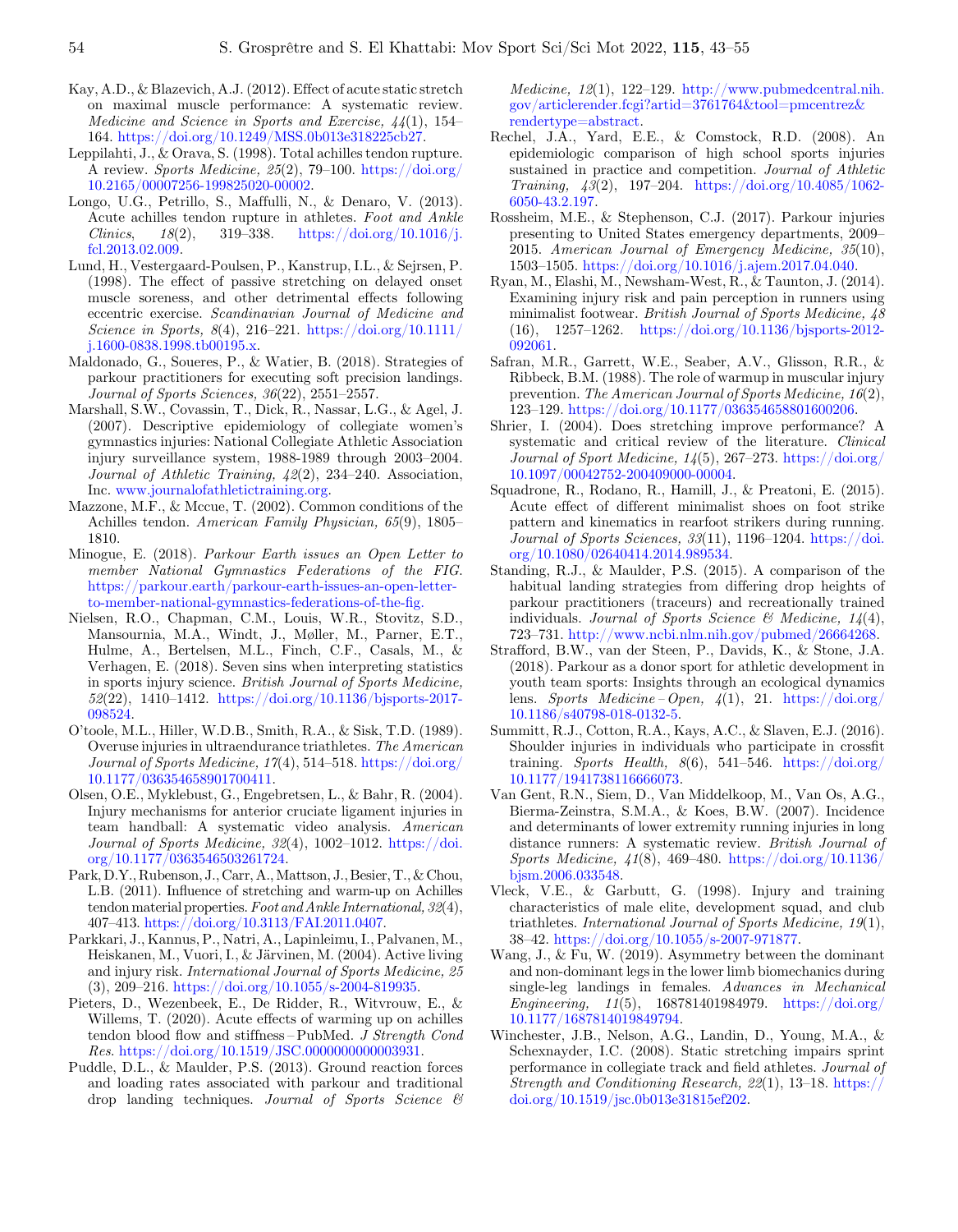Kay, A.D., & Blazevich, A.J. (2012). Effect of acute static stretch on maximal muscle performance: A systematic review. *Medicine and Science in Sports and Exercise, 44*(1), 154–164. https://doi.org/10.1249/MSS.0b013e318225cb27.

Leppilahti, J., & Orava, S. (1998). Total achilles tendon rupture. A review. *Sports Medicine, 25*(2), 79–100. https://doi.org/10.2165/00007256-199825020-00002.

Longo, U.G., Petrillo, S., Maffulli, N., & Denaro, V. (2013). Acute achilles tendon rupture in athletes. *Foot and Ankle Clinics, 18*(2), 319–338. https://doi.org/10.1016/j.fcl.2013.02.009.

Lund, H., Vestergaard-Poulsen, P., Kanstrup, I.L., & Sejrsen, P. (1998). The effect of passive stretching on delayed onset muscle soreness, and other detrimental effects following eccentric exercise. *Scandinavian Journal of Medicine and Science in Sports, 8*(4), 216–221. https://doi.org/10.1111/j.1600-0838.1998.tb00195.x.

Maldonado, G., Soueres, P., & Watier, B. (2018). Strategies of parkour practitioners for executing soft precision landings. *Journal of Sports Sciences, 36*(22), 2551–2557.

Marshall, S.W., Covassin, T., Dick, R., Nassar, L.G., & Agel, J. (2007). Descriptive epidemiology of collegiate women's gymnastics injuries: National Collegiate Athletic Association injury surveillance system, 1988-1989 through 2003–2004. *Journal of Athletic Training, 42*(2), 234–240. Association, Inc. www.journalofathletictraining.org.

Mazzone, M.F., & Mccue, T. (2002). Common conditions of the Achilles tendon. *American Family Physician, 65*(9), 1805–1810.

Minogue, E. (2018). *Parkour Earth issues an Open Letter to member National Gymnastics Federations of the FIG.* https://parkour.earth/parkour-earth-issues-an-open-letter-to-member-national-gymnastics-federations-of-the-fig.

Nielsen, R.O., Chapman, C.M., Louis, W.R., Stovitz, S.D., Mansournia, M.A., Windt, J., Møller, M., Parner, E.T., Hulme, A., Bertelsen, M.L., Finch, C.F., Casals, M., & Verhagen, E. (2018). Seven sins when interpreting statistics in sports injury science. *British Journal of Sports Medicine, 52*(22), 1410–1412. https://doi.org/10.1136/bjsports-2017-098524.

O'toole, M.L., Hiller, W.D.B., Smith, R.A., & Sisk, T.D. (1989). Overuse injuries in ultraendurance triathletes. *The American Journal of Sports Medicine, 17*(4), 514–518. https://doi.org/10.1177/036354658901700411.

Olsen, O.E., Myklebust, G., Engebretsen, L., & Bahr, R. (2004). Injury mechanisms for anterior cruciate ligament injuries in team handball: A systematic video analysis. *American Journal of Sports Medicine, 32*(4), 1002–1012. https://doi.org/10.1177/0363546503261724.

Park, D.Y., Rubenson, J., Carr, A., Mattson, J., Besier, T., & Chou, L.B. (2011). Influence of stretching and warm-up on Achilles tendon material properties. *Foot and Ankle International, 32*(4), 407–413. https://doi.org/10.3113/FAI.2011.0407.

Parkkari, J., Kannus, P., Natri, A., Lapinleimu, I., Palvanen, M., Heiskanen, M., Vuori, I., & Järvinen, M. (2004). Active living and injury risk. *International Journal of Sports Medicine, 25* (3), 209–216. https://doi.org/10.1055/s-2004-819935.

Pieters, D., Wezenbeek, E., De Ridder, R., Witvrouw, E., & Willems, T. (2020). Acute effects of warming up on achilles tendon blood flow and stiffness – PubMed. *J Strength Cond Res*. https://doi.org/10.1519/JSC.0000000000003931.

Puddle, D.L., & Maulder, P.S. (2013). Ground reaction forces and loading rates associated with parkour and traditional drop landing techniques. *Journal of Sports Science & Medicine, 12*(1), 122–129. http://www.pubmedcentral.nih.gov/articlerender.fcgi?artid=3761764&tool=pmcentrez&rendertype=abstract.

Rechel, J.A., Yard, E.E., & Comstock, R.D. (2008). An epidemiologic comparison of high school sports injuries sustained in practice and competition. *Journal of Athletic Training, 43*(2), 197–204. https://doi.org/10.4085/1062-6050-43.2.197.

Rossheim, M.E., & Stephenson, C.J. (2017). Parkour injuries presenting to United States emergency departments, 2009–2015. *American Journal of Emergency Medicine, 35*(10), 1503–1505. https://doi.org/10.1016/j.ajem.2017.04.040.

Ryan, M., Elashi, M., Newsham-West, R., & Taunton, J. (2014). Examining injury risk and pain perception in runners using minimalist footwear. *British Journal of Sports Medicine, 48* (16), 1257–1262. https://doi.org/10.1136/bjsports-2012-092061.

Safran, M.R., Garrett, W.E., Seaber, A.V., Glisson, R.R., & Ribbeck, B.M. (1988). The role of warmup in muscular injury prevention. *The American Journal of Sports Medicine, 16*(2), 123–129. https://doi.org/10.1177/036354658801600206.

Shrier, I. (2004). Does stretching improve performance? A systematic and critical review of the literature. *Clinical Journal of Sport Medicine, 14*(5), 267–273. https://doi.org/10.1097/00042752-200409000-00004.

Squadrone, R., Rodano, R., Hamill, J., & Preatoni, E. (2015). Acute effect of different minimalist shoes on foot strike pattern and kinematics in rearfoot strikers during running. *Journal of Sports Sciences, 33*(11), 1196–1204. https://doi.org/10.1080/02640414.2014.989534.

Standing, R.J., & Maulder, P.S. (2015). A comparison of the habitual landing strategies from differing drop heights of parkour practitioners (traceurs) and recreationally trained individuals. *Journal of Sports Science & Medicine, 14*(4), 723–731. http://www.ncbi.nlm.nih.gov/pubmed/26664268.

Strafford, B.W., van der Steen, P., Davids, K., & Stone, J.A. (2018). Parkour as a donor sport for athletic development in youth team sports: Insights through an ecological dynamics lens. *Sports Medicine – Open, 4*(1), 21. https://doi.org/10.1186/s40798-018-0132-5.

Summitt, R.J., Cotton, R.A., Kays, A.C., & Slaven, E.J. (2016). Shoulder injuries in individuals who participate in crossfit training. *Sports Health, 8*(6), 541–546. https://doi.org/10.1177/1941738116666073.

Van Gent, R.N., Siem, D., Van Middelkoop, M., Van Os, A.G., Bierma-Zeinstra, S.M.A., & Koes, B.W. (2007). Incidence and determinants of lower extremity running injuries in long distance runners: A systematic review. *British Journal of Sports Medicine, 41*(8), 469–480. https://doi.org/10.1136/bjsm.2006.033548.

Vleck, V.E., & Garbutt, G. (1998). Injury and training characteristics of male elite, development squad, and club triathletes. *International Journal of Sports Medicine, 19*(1), 38–42. https://doi.org/10.1055/s-2007-971877.

Wang, J., & Fu, W. (2019). Asymmetry between the dominant and non-dominant legs in the lower limb biomechanics during single-leg landings in females. *Advances in Mechanical Engineering, 11*(5), 168781401984979. https://doi.org/10.1177/1687814019849794.

Winchester, J.B., Nelson, A.G., Landin, D., Young, M.A., & Schexnayder, I.C. (2008). Static stretching impairs sprint performance in collegiate track and field athletes. *Journal of Strength and Conditioning Research, 22*(1), 13–18. https://doi.org/10.1519/jsc.0b013e31815ef202.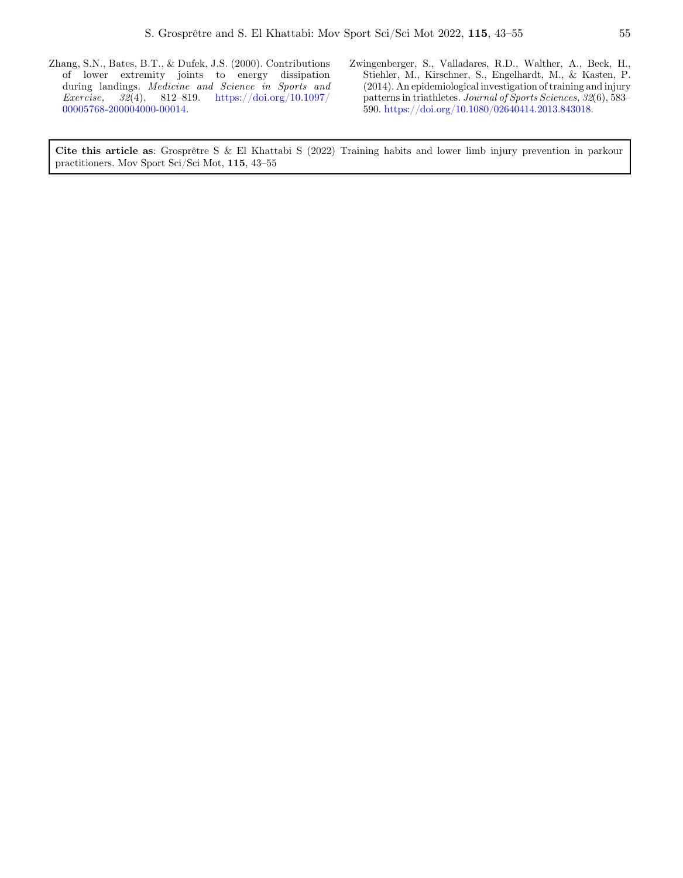Zhang, S.N., Bates, B.T., & Dufek, J.S. (2000). Contributions of lower extremity joints to energy dissipation during landings. *Medicine and Science in Sports and Exercise, 32*(4), 812–819. https://doi.org/10.1097/00005768-200004000-00014.

Zwingenberger, S., Valladares, R.D., Walther, A., Beck, H., Stiehler, M., Kirschner, S., Engelhardt, M., & Kasten, P. (2014). An epidemiological investigation of training and injury patterns in triathletes. *Journal of Sports Sciences, 32*(6), 583–590. https://doi.org/10.1080/02640414.2013.843018.

**Cite this article as**: Grosprêtre S & El Khattabi S (2022) Training habits and lower limb injury prevention in parkour practitioners. Mov Sport Sci/Sci Mot, **115**, 43–55